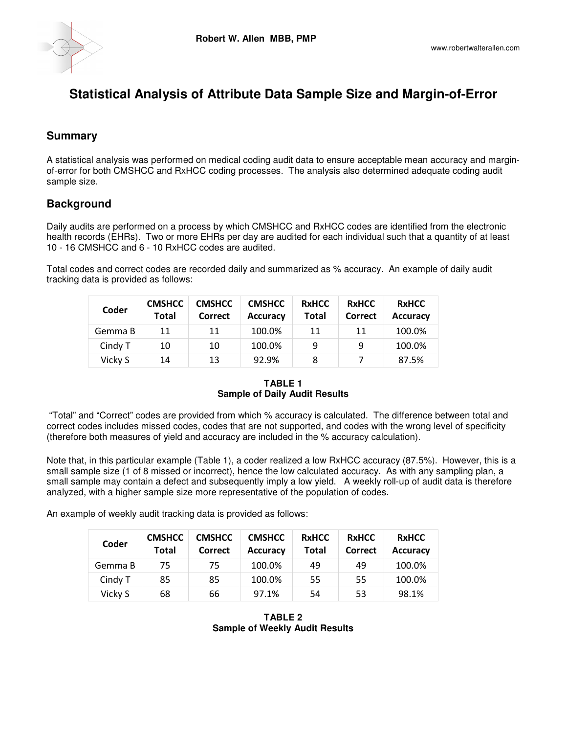Robert W. Allen MBB, PMP

www.robertwalterallen.com

# Statistical Analysis of Attribute Data Sample Size and Margin-of-Error

## Summary

A statistical analysis was performed on medical coding audit data to ensure acceptable mean accuracy and margin-of-error for both CMSHCC and RxHCC coding processes. The analysis also determined adequate coding audit sample size.

## Background

Daily audits are performed on a process by which CMSHCC and RxHCC codes are identified from the electronic health records (EHRs). Two or more EHRs per day are audited for each individual such that a quantity of at least 10 - 16 CMSHCC and 6 - 10 RxHCC codes are audited.

Total codes and correct codes are recorded daily and summarized as % accuracy. An example of daily audit tracking data is provided as follows:

| Coder | CMSHCC Total | CMSHCC Correct | CMSHCC Accuracy | RxHCC Total | RxHCC Correct | RxHCC Accuracy |
|---|---|---|---|---|---|---|
| Gemma B | 11 | 11 | 100.0% | 11 | 11 | 100.0% |
| Cindy T | 10 | 10 | 100.0% | 9 | 9 | 100.0% |
| Vicky S | 14 | 13 | 92.9% | 8 | 7 | 87.5% |

**TABLE 1**
**Sample of Daily Audit Results**

"Total" and "Correct" codes are provided from which % accuracy is calculated. The difference between total and correct codes includes missed codes, codes that are not supported, and codes with the wrong level of specificity (therefore both measures of yield and accuracy are included in the % accuracy calculation).

Note that, in this particular example (Table 1), a coder realized a low RxHCC accuracy (87.5%). However, this is a small sample size (1 of 8 missed or incorrect), hence the low calculated accuracy. As with any sampling plan, a small sample may contain a defect and subsequently imply a low yield. A weekly roll-up of audit data is therefore analyzed, with a higher sample size more representative of the population of codes.

An example of weekly audit tracking data is provided as follows:

| Coder | CMSHCC Total | CMSHCC Correct | CMSHCC Accuracy | RxHCC Total | RxHCC Correct | RxHCC Accuracy |
|---|---|---|---|---|---|---|
| Gemma B | 75 | 75 | 100.0% | 49 | 49 | 100.0% |
| Cindy T | 85 | 85 | 100.0% | 55 | 55 | 100.0% |
| Vicky S | 68 | 66 | 97.1% | 54 | 53 | 98.1% |

**TABLE 2**
**Sample of Weekly Audit Results**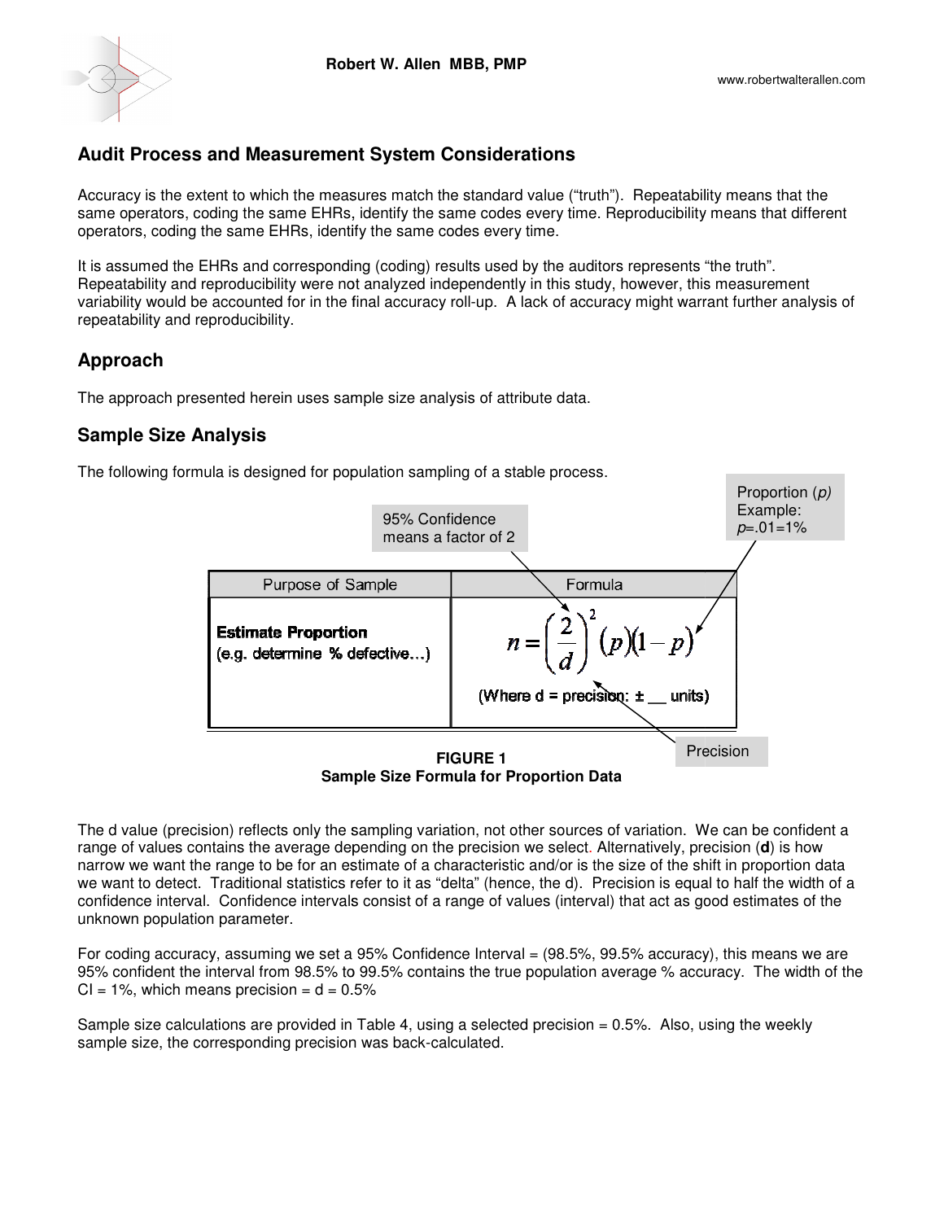## Audit Process and Measurement System Considerations

Accuracy is the extent to which the measures match the standard value ("truth"). Repeatability means that the same operators, coding the same EHRs, identify the same codes every time. Reproducibility means that different operators, coding the same EHRs, identify the same codes every time.

It is assumed the EHRs and corresponding (coding) results used by the auditors represents "the truth". Repeatability and reproducibility were not analyzed independently in this study, however, this measurement variability would be accounted for in the final accuracy roll-up. A lack of accuracy might warrant further analysis of repeatability and reproducibility.

## Approach

The approach presented herein uses sample size analysis of attribute data.

## Sample Size Analysis

The following formula is designed for population sampling of a stable process.

95% Confidence means a factor of 2

Proportion (*p*) Example: *p*=.01=1%

| Purpose of Sample | Formula |
| --- | --- |
| **Estimate Proportion** (e.g. determine % defective…) | $n = \left(\frac{2}{d}\right)^2 (p)(1-p)$ (Where d = precision: ± __ units) |

Precision

**FIGURE 1**
**Sample Size Formula for Proportion Data**

The d value (precision) reflects only the sampling variation, not other sources of variation. We can be confident a range of values contains the average depending on the precision we select. Alternatively, precision (**d**) is how narrow we want the range to be for an estimate of a characteristic and/or is the size of the shift in proportion data we want to detect. Traditional statistics refer to it as "delta" (hence, the d). Precision is equal to half the width of a confidence interval. Confidence intervals consist of a range of values (interval) that act as good estimates of the unknown population parameter.

For coding accuracy, assuming we set a 95% Confidence Interval = (98.5%, 99.5% accuracy), this means we are 95% confident the interval from 98.5% to 99.5% contains the true population average % accuracy. The width of the CI = 1%, which means precision = d = 0.5%

Sample size calculations are provided in Table 4, using a selected precision = 0.5%. Also, using the weekly sample size, the corresponding precision was back-calculated.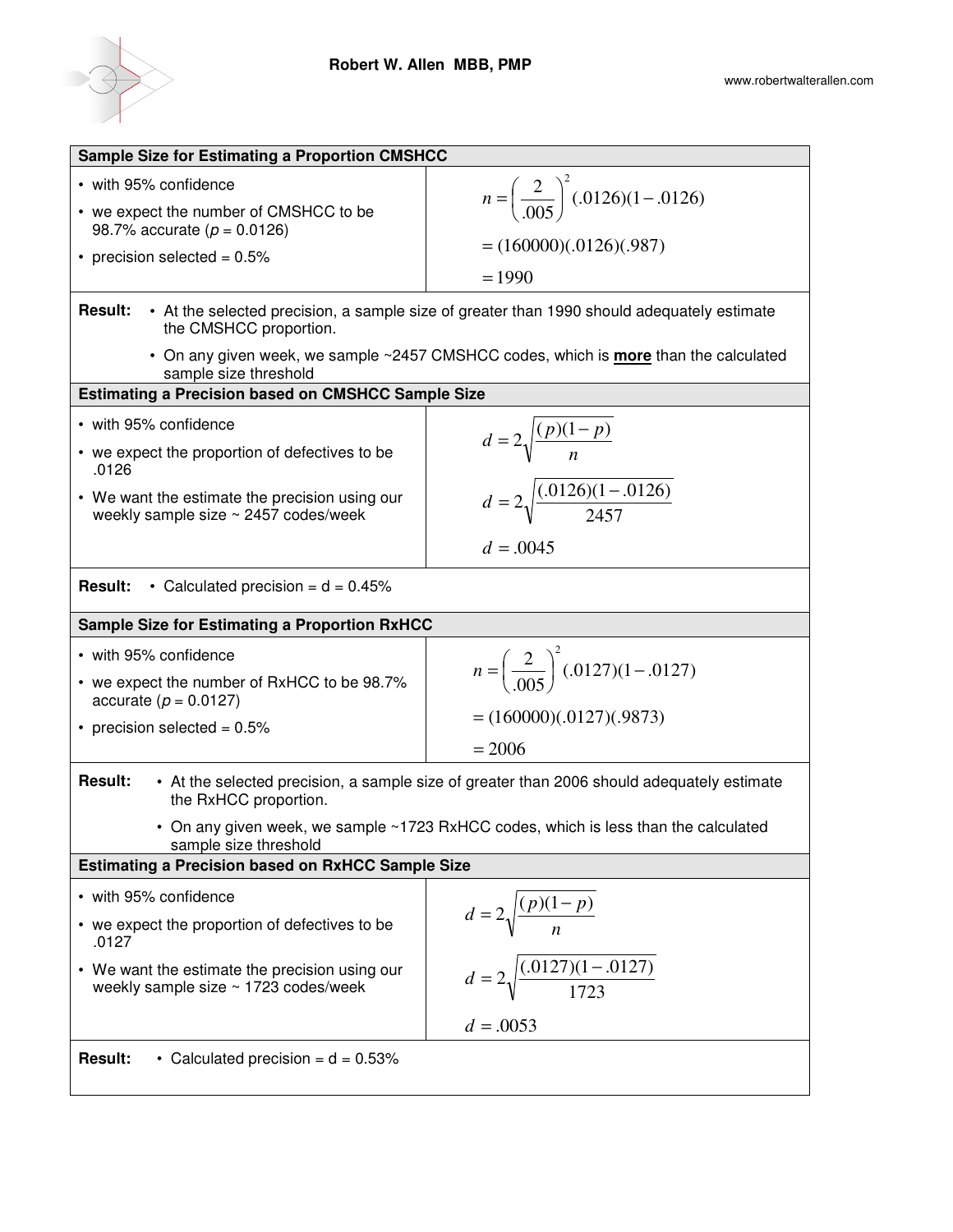### Sample Size for Estimating a Proportion CMSHCC

- with 95% confidence
- we expect the number of CMSHCC to be 98.7% accurate ($p$ = 0.0126)
- precision selected = 0.5%

$$n = \left(\frac{2}{.005}\right)^2 (.0126)(1-.0126)$$

$$= (160000)(.0126)(.987)$$

$$= 1990$$

**Result:**

- At the selected precision, a sample size of greater than 1990 should adequately estimate the CMSHCC proportion.
- On any given week, we sample ~2457 CMSHCC codes, which is **more** than the calculated sample size threshold

### Estimating a Precision based on CMSHCC Sample Size

- with 95% confidence
- we expect the proportion of defectives to be .0126
- We want the estimate the precision using our weekly sample size ~ 2457 codes/week

$$d = 2\sqrt{\frac{(p)(1-p)}{n}}$$

$$d = 2\sqrt{\frac{(.0126)(1-.0126)}{2457}}$$

$$d = .0045$$

**Result:**

- Calculated precision = d = 0.45%

### Sample Size for Estimating a Proportion RxHCC

- with 95% confidence
- we expect the number of RxHCC to be 98.7% accurate ($p$ = 0.0127)
- precision selected = 0.5%

$$n = \left(\frac{2}{.005}\right)^2 (.0127)(1-.0127)$$

$$= (160000)(.0127)(.9873)$$

$$= 2006$$

**Result:**

- At the selected precision, a sample size of greater than 2006 should adequately estimate the RxHCC proportion.
- On any given week, we sample ~1723 RxHCC codes, which is less than the calculated sample size threshold

### Estimating a Precision based on RxHCC Sample Size

- with 95% confidence
- we expect the proportion of defectives to be .0127
- We want the estimate the precision using our weekly sample size ~ 1723 codes/week

$$d = 2\sqrt{\frac{(p)(1-p)}{n}}$$

$$d = 2\sqrt{\frac{(.0127)(1-.0127)}{1723}}$$

$$d = .0053$$

**Result:**

- Calculated precision = d = 0.53%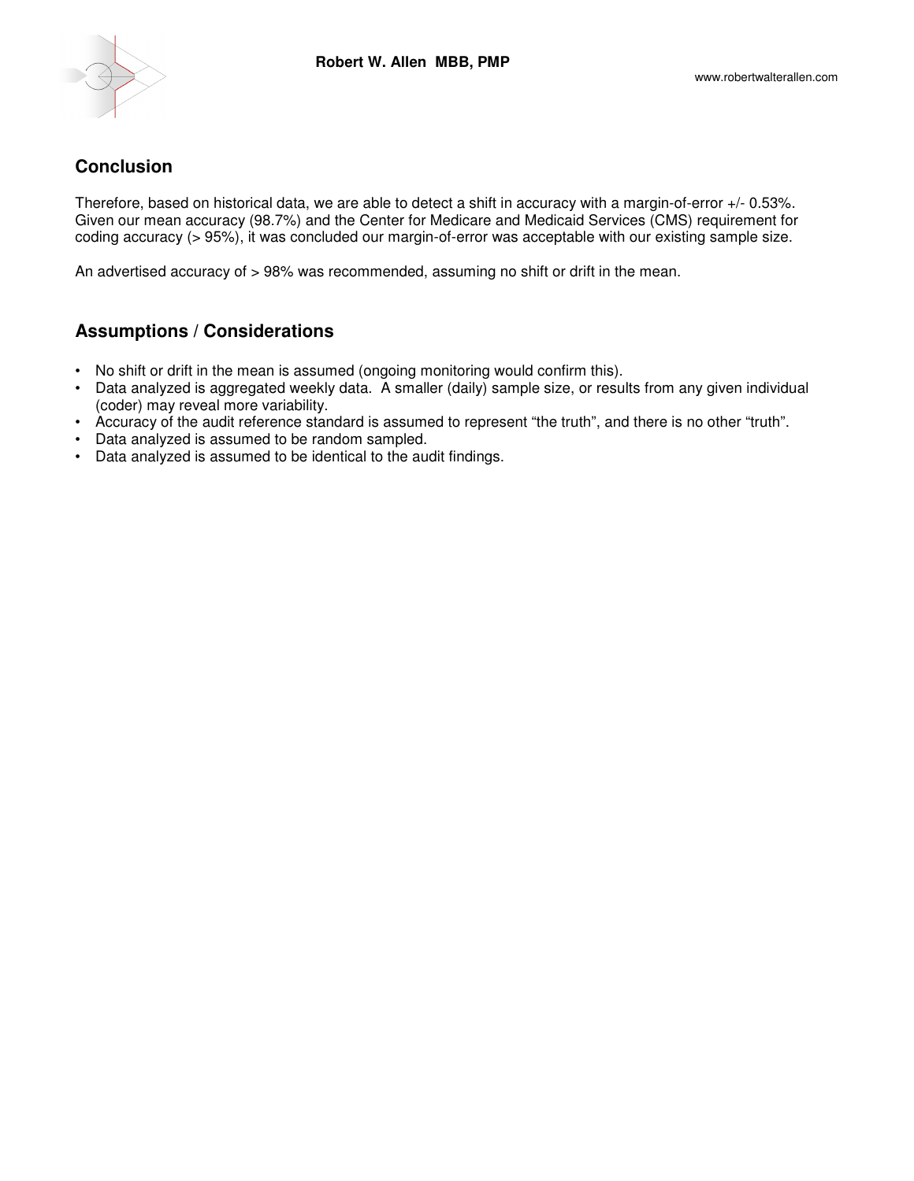## Conclusion

Therefore, based on historical data, we are able to detect a shift in accuracy with a margin-of-error +/- 0.53%. Given our mean accuracy (98.7%) and the Center for Medicare and Medicaid Services (CMS) requirement for coding accuracy (> 95%), it was concluded our margin-of-error was acceptable with our existing sample size.

An advertised accuracy of > 98% was recommended, assuming no shift or drift in the mean.

## Assumptions / Considerations

- No shift or drift in the mean is assumed (ongoing monitoring would confirm this).
- Data analyzed is aggregated weekly data. A smaller (daily) sample size, or results from any given individual (coder) may reveal more variability.
- Accuracy of the audit reference standard is assumed to represent "the truth", and there is no other "truth".
- Data analyzed is assumed to be random sampled.
- Data analyzed is assumed to be identical to the audit findings.